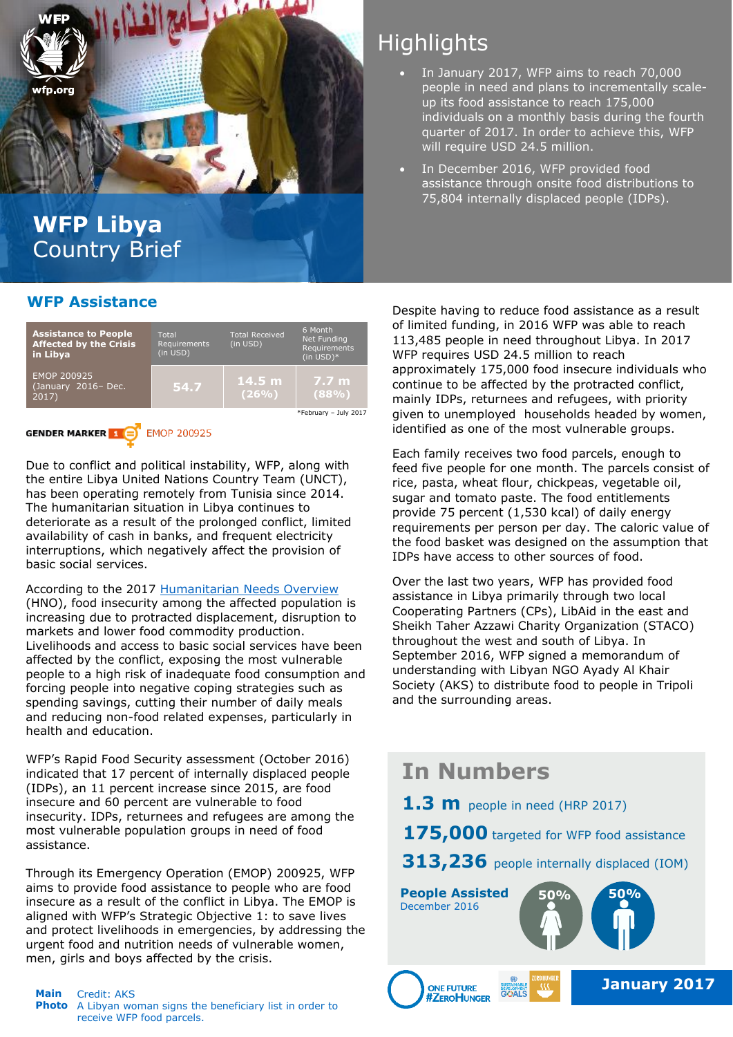# WFP Libya Country Brief

## Highlights

- In January 2017, WFP aims to reach 70,000 people in need and plans to incrementally scale-up its food assistance to reach 175,000 individuals on a monthly basis during the fourth quarter of 2017. In order to achieve this, WFP will require USD 24.5 million.
- In December 2016, WFP provided food assistance through onsite food distributions to 75,804 internally displaced people (IDPs).

## WFP Assistance

| Assistance to People Affected by the Crisis in Libya | Total Requirements (in USD) | Total Received (in USD) | 6 Month Net Funding Requirements (in USD)* |
|---|---|---|---|
| EMOP 200925 (January 2016– Dec. 2017) | 54.7 | 14.5 m (26%) | 7.7 m (88%) |

*February – July 2017

GENDER MARKER 1 EMOP 200925

Due to conflict and political instability, WFP, along with the entire Libya United Nations Country Team (UNCT), has been operating remotely from Tunisia since 2014. The humanitarian situation in Libya continues to deteriorate as a result of the prolonged conflict, limited availability of cash in banks, and frequent electricity interruptions, which negatively affect the provision of basic social services.

According to the 2017 Humanitarian Needs Overview (HNO), food insecurity among the affected population is increasing due to protracted displacement, disruption to markets and lower food commodity production. Livelihoods and access to basic social services have been affected by the conflict, exposing the most vulnerable people to a high risk of inadequate food consumption and forcing people into negative coping strategies such as spending savings, cutting their number of daily meals and reducing non-food related expenses, particularly in health and education.

WFP's Rapid Food Security assessment (October 2016) indicated that 17 percent of internally displaced people (IDPs), an 11 percent increase since 2015, are food insecure and 60 percent are vulnerable to food insecurity. IDPs, returnees and refugees are among the most vulnerable population groups in need of food assistance.

Through its Emergency Operation (EMOP) 200925, WFP aims to provide food assistance to people who are food insecure as a result of the conflict in Libya. The EMOP is aligned with WFP's Strategic Objective 1: to save lives and protect livelihoods in emergencies, by addressing the urgent food and nutrition needs of vulnerable women, men, girls and boys affected by the crisis.

Despite having to reduce food assistance as a result of limited funding, in 2016 WFP was able to reach 113,485 people in need throughout Libya. In 2017 WFP requires USD 24.5 million to reach approximately 175,000 food insecure individuals who continue to be affected by the protracted conflict, mainly IDPs, returnees and refugees, with priority given to unemployed households headed by women, identified as one of the most vulnerable groups.

Each family receives two food parcels, enough to feed five people for one month. The parcels consist of rice, pasta, wheat flour, chickpeas, vegetable oil, sugar and tomato paste. The food entitlements provide 75 percent (1,530 kcal) of daily energy requirements per person per day. The caloric value of the food basket was designed on the assumption that IDPs have access to other sources of food.

Over the last two years, WFP has provided food assistance in Libya primarily through two local Cooperating Partners (CPs), LibAid in the east and Sheikh Taher Azzawi Charity Organization (STACO) throughout the west and south of Libya. In September 2016, WFP signed a memorandum of understanding with Libyan NGO Ayady Al Khair Society (AKS) to distribute food to people in Tripoli and the surrounding areas.

## In Numbers

**1.3 m** people in need (HRP 2017)

**175,000** targeted for WFP food assistance

**313,236** people internally displaced (IOM)

**People Assisted**
December 2016

50% 50%

**Main Photo** Credit: AKS
A Libyan woman signs the beneficiary list in order to receive WFP food parcels.

**January 2017**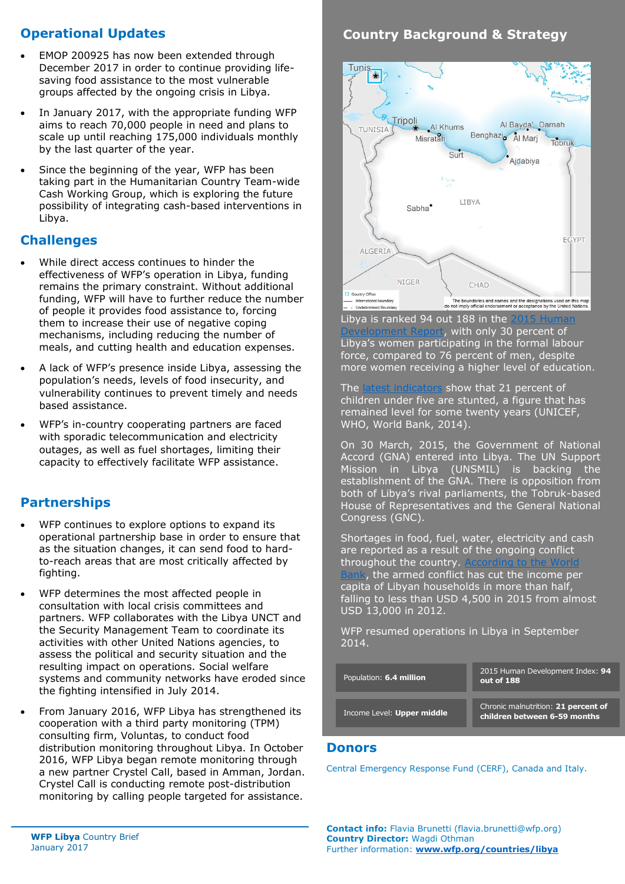## Operational Updates

- EMOP 200925 has now been extended through December 2017 in order to continue providing life-saving food assistance to the most vulnerable groups affected by the ongoing crisis in Libya.
- In January 2017, with the appropriate funding WFP aims to reach 70,000 people in need and plans to scale up until reaching 175,000 individuals monthly by the last quarter of the year.
- Since the beginning of the year, WFP has been taking part in the Humanitarian Country Team-wide Cash Working Group, which is exploring the future possibility of integrating cash-based interventions in Libya.

## Challenges

- While direct access continues to hinder the effectiveness of WFP's operation in Libya, funding remains the primary constraint. Without additional funding, WFP will have to further reduce the number of people it provides food assistance to, forcing them to increase their use of negative coping mechanisms, including reducing the number of meals, and cutting health and education expenses.
- A lack of WFP's presence inside Libya, assessing the population's needs, levels of food insecurity, and vulnerability continues to prevent timely and needs based assistance.
- WFP's in-country cooperating partners are faced with sporadic telecommunication and electricity outages, as well as fuel shortages, limiting their capacity to effectively facilitate WFP assistance.

## Partnerships

- WFP continues to explore options to expand its operational partnership base in order to ensure that as the situation changes, it can send food to hard-to-reach areas that are most critically affected by fighting.
- WFP determines the most affected people in consultation with local crisis committees and partners. WFP collaborates with the Libya UNCT and the Security Management Team to coordinate its activities with other United Nations agencies, to assess the political and security situation and the resulting impact on operations. Social welfare systems and community networks have eroded since the fighting intensified in July 2014.
- From January 2016, WFP Libya has strengthened its cooperation with a third party monitoring (TPM) consulting firm, Voluntas, to conduct food distribution monitoring throughout Libya. In October 2016, WFP Libya began remote monitoring through a new partner Crystel Call, based in Amman, Jordan. Crystel Call is conducting remote post-distribution monitoring by calling people targeted for assistance.

## Country Background & Strategy

Tunis
TUNISIA
Tripoli
Al Khums
Misratah
Benghazi
Al Bayda'
Darnah
Al Marj
Tobruk
Surt
Ajdabiya
Sabha
LIBYA
EGYPT
ALGERIA
NIGER
CHAD
Country Office
International boundary
Undetermined Boundary
The boundaries and names and the designations used on this map do not imply official endorsement or acceptance by the United Nations.

Libya is ranked 94 out 188 in the 2015 Human Development Report, with only 30 percent of Libya's women participating in the formal labour force, compared to 76 percent of men, despite more women receiving a higher level of education.

The latest indicators show that 21 percent of children under five are stunted, a figure that has remained level for some twenty years (UNICEF, WHO, World Bank, 2014).

On 30 March, 2015, the Government of National Accord (GNA) entered into Libya. The UN Support Mission in Libya (UNSMIL) is backing the establishment of the GNA. There is opposition from both of Libya's rival parliaments, the Tobruk-based House of Representatives and the General National Congress (GNC).

Shortages in food, fuel, water, electricity and cash are reported as a result of the ongoing conflict throughout the country. According to the World Bank, the armed conflict has cut the income per capita of Libyan households in more than half, falling to less than USD 4,500 in 2015 from almost USD 13,000 in 2012.

WFP resumed operations in Libya in September 2014.

| | |
|---|---|
| Population: **6.4 million** | 2015 Human Development Index: **94 out of 188** |
| Income Level: **Upper middle** | Chronic malnutrition: **21 percent of children between 6-59 months** |

## Donors

Central Emergency Response Fund (CERF), Canada and Italy.

**Contact info:** Flavia Brunetti (flavia.brunetti@wfp.org)
**Country Director:** Wagdi Othman
Further information: **www.wfp.org/countries/libya**